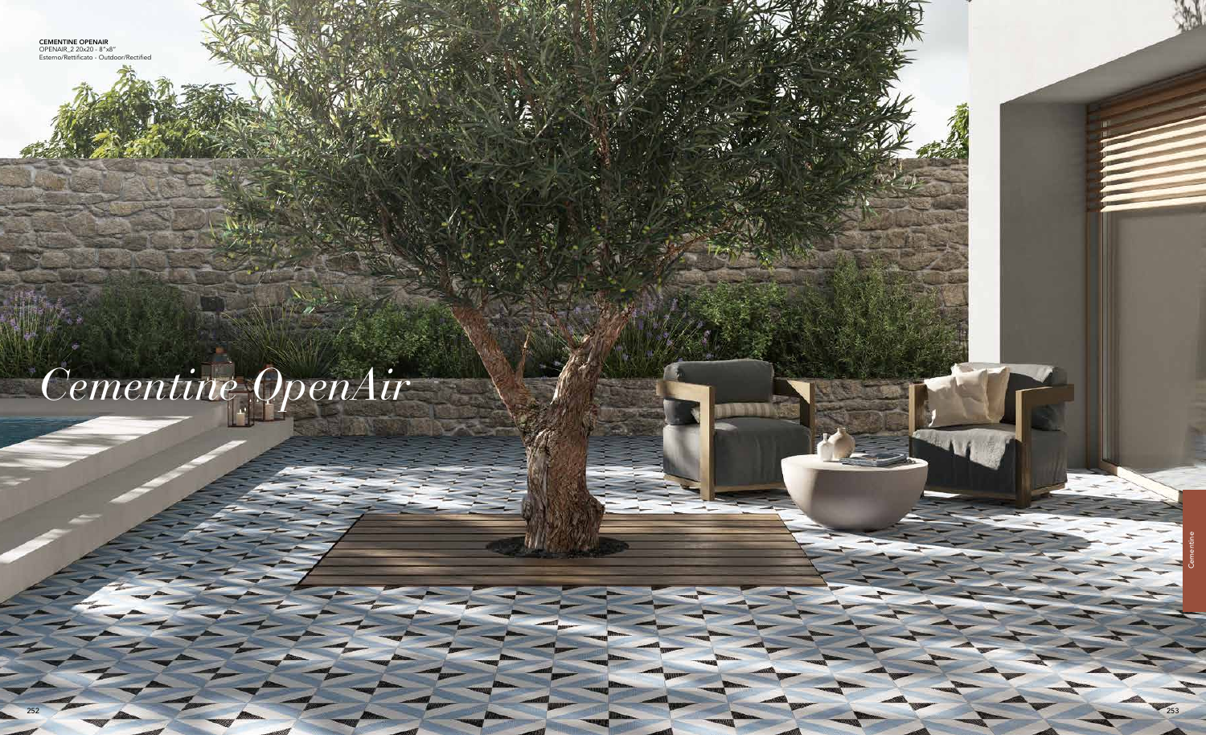**CEMENTINE OPENAIR**
OPENAIR_2 20x20 - 8"x8"
Esterno/Rettificato - Outdoor/Rectified

# *Cementine OpenAir*

Cementine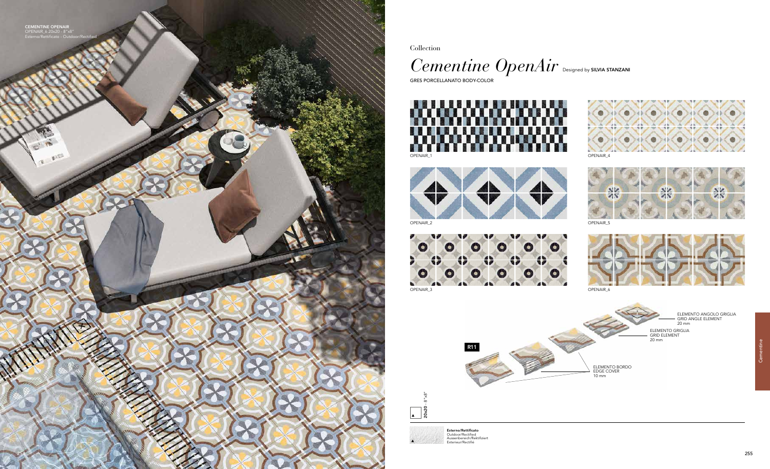**CEMENTINE OPENAIR**
OPENAIR_6 20x20 - 8"x8"
Esterno/Rettificato - Outdoor/Rectified

Collection

# *Cementine OpenAir*

Designed by **SILVIA STANZANI**

GRES PORCELLANATO BODY-COLOR

OPENAIR_1

OPENAIR_4

OPENAIR_2

OPENAIR_5

OPENAIR_3

OPENAIR_6

R11

ELEMENTO ANGOLO GRIGLIA
GRID ANGLE ELEMENT
20 mm

ELEMENTO GRIGLIA
GRID ELEMENT
20 mm

ELEMENTO BORDO
EDGE COVER
10 mm

**20x20** - 8"x8"

**Esterno/Rettificato**
Outdoor/Rectified
Aussenbereich/Rektifiziert
Exterieur/Rectifié

Cementine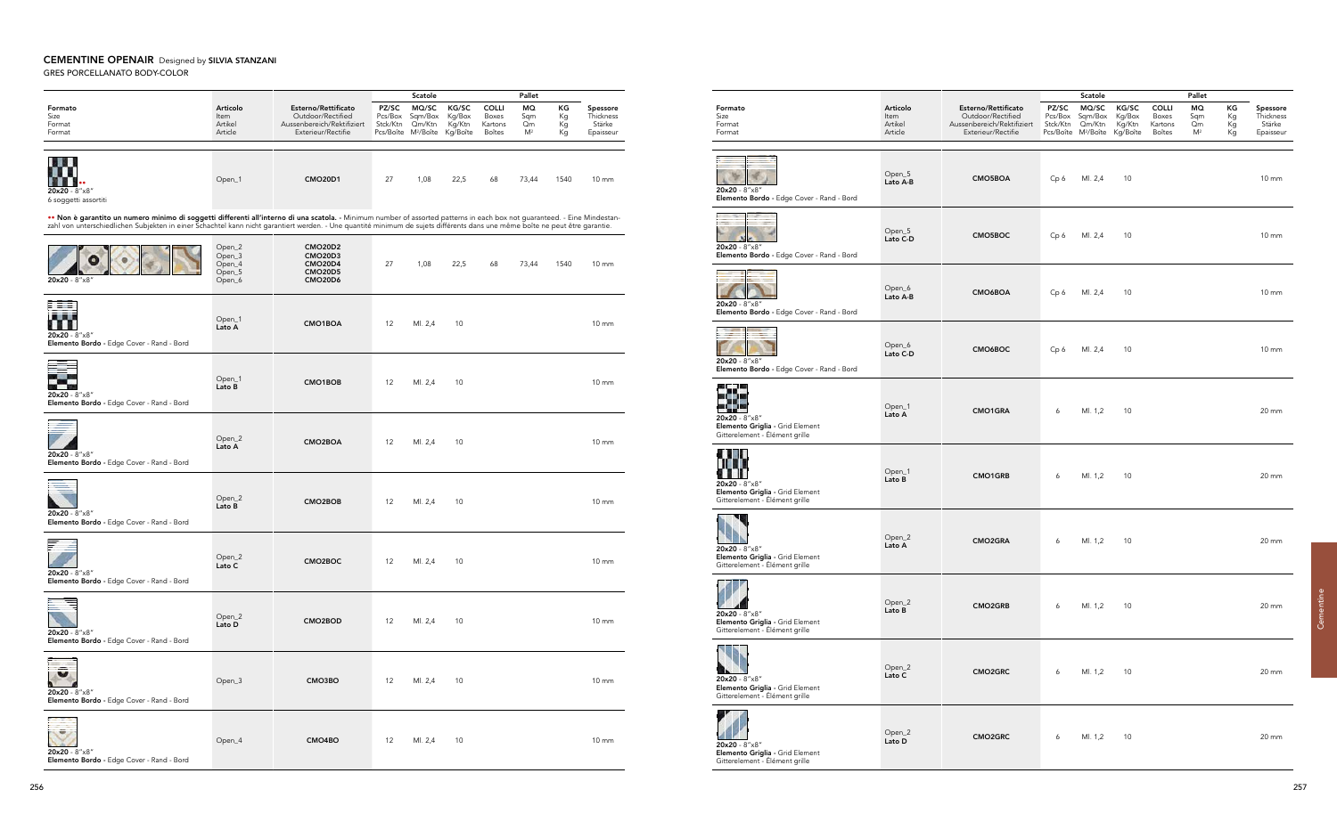## CEMENTINE OPENAIR Designed by SILVIA STANZANI

GRES PORCELLANATO BODY-COLOR

| Formato<br>Size<br>Format<br>Format | Articolo<br>Item<br>Artikel<br>Article | Esterno/Rettificato<br>Outdoor/Rectified<br>Aussenbereich/Rektifiziert<br>Exterieur/Rectifie | Scatole | | | | Pallet | | Spessore<br>Thickness<br>Stärke<br>Epaisseur |
|---|---|---|---|---|---|---|---|---|---|
| | | | PZ/SC<br>Pcs/Box<br>Stck/Ktn<br>Pcs/Boîte | MQ/SC<br>Sqm/Box<br>Qm/Ktn<br>M²/Boîte | KG/SC<br>Kg/Box<br>Kg/Ktn<br>Kg/Boîte | COLLI<br>Boxes<br>Kartons<br>Boîtes | MQ<br>Sqm<br>Qm<br>M² | KG<br>Kg<br>Kg<br>Kg | |
| 20x20 - 8"x8" ••<br>6 soggetti assortiti | Open_1 | CMO20D1 | 27 | 1,08 | 22,5 | 68 | 73,44 | 1540 | 10 mm |
| 20x20 - 8"x8" | Open_2<br>Open_3<br>Open_4<br>Open_5<br>Open_6 | CMO20D2<br>CMO20D3<br>CMO20D4<br>CMO20D5<br>CMO20D6 | 27 | 1,08 | 22,5 | 68 | 73,44 | 1540 | 10 mm |
| 20x20 - 8"x8"<br>Elemento Bordo - Edge Cover - Rand - Bord | Open_1<br>Lato A | CMO1BOA | 12 | Ml. 2,4 | 10 | | | | 10 mm |
| 20x20 - 8"x8"<br>Elemento Bordo - Edge Cover - Rand - Bord | Open_1<br>Lato B | CMO1BOB | 12 | Ml. 2,4 | 10 | | | | 10 mm |
| 20x20 - 8"x8"<br>Elemento Bordo - Edge Cover - Rand - Bord | Open_2<br>Lato A | CMO2BOA | 12 | Ml. 2,4 | 10 | | | | 10 mm |
| 20x20 - 8"x8"<br>Elemento Bordo - Edge Cover - Rand - Bord | Open_2<br>Lato B | CMO2BOB | 12 | Ml. 2,4 | 10 | | | | 10 mm |
| 20x20 - 8"x8"<br>Elemento Bordo - Edge Cover - Rand - Bord | Open_2<br>Lato C | CMO2BOC | 12 | Ml. 2,4 | 10 | | | | 10 mm |
| 20x20 - 8"x8"<br>Elemento Bordo - Edge Cover - Rand - Bord | Open_2<br>Lato D | CMO2BOD | 12 | Ml. 2,4 | 10 | | | | 10 mm |
| 20x20 - 8"x8"<br>Elemento Bordo - Edge Cover - Rand - Bord | Open_3 | CMO3BO | 12 | Ml. 2,4 | 10 | | | | 10 mm |
| 20x20 - 8"x8"<br>Elemento Bordo - Edge Cover - Rand - Bord | Open_4 | CMO4BO | 12 | Ml. 2,4 | 10 | | | | 10 mm |

•• Non è garantito un numero minimo di soggetti differenti all'interno di una scatola. - Minimum number of assorted patterns in each box not guaranteed. - Eine Mindestanzahl von unterschiedlichen Subjekten in einer Schachtel kann nicht garantiert werden. - Une quantité minimum de sujets différents dans une même boîte ne peut être garantie.

| Formato<br>Size<br>Format<br>Format | Articolo<br>Item<br>Artikel<br>Article | Esterno/Rettificato<br>Outdoor/Rectified<br>Aussenbereich/Rektifiziert<br>Exterieur/Rectifie | Scatole | | | | Pallet | | Spessore<br>Thickness<br>Stärke<br>Epaisseur |
|---|---|---|---|---|---|---|---|---|---|
| | | | PZ/SC<br>Pcs/Box<br>Stck/Ktn<br>Pcs/Boîte | MQ/SC<br>Sqm/Box<br>Qm/Ktn<br>M²/Boîte | KG/SC<br>Kg/Box<br>Kg/Ktn<br>Kg/Boîte | COLLI<br>Boxes<br>Kartons<br>Boîtes | MQ<br>Sqm<br>Qm<br>M² | KG<br>Kg<br>Kg<br>Kg | |
| 20x20 - 8"x8"<br>Elemento Bordo - Edge Cover - Rand - Bord | Open_5<br>Lato A-B | CMO5BOA | Cp 6 | Ml. 2,4 | 10 | | | | 10 mm |
| 20x20 - 8"x8"<br>Elemento Bordo - Edge Cover - Rand - Bord | Open_5<br>Lato C-D | CMO5BOC | Cp 6 | Ml. 2,4 | 10 | | | | 10 mm |
| 20x20 - 8"x8"<br>Elemento Bordo - Edge Cover - Rand - Bord | Open_6<br>Lato A-B | CMO6BOA | Cp 6 | Ml. 2,4 | 10 | | | | 10 mm |
| 20x20 - 8"x8"<br>Elemento Bordo - Edge Cover - Rand - Bord | Open_6<br>Lato C-D | CMO6BOC | Cp 6 | Ml. 2,4 | 10 | | | | 10 mm |
| 20x20 - 8"x8"<br>Elemento Griglia - Grid Element<br>Gitterelement - Élément grille | Open_1<br>Lato A | CMO1GRA | 6 | Ml. 1,2 | 10 | | | | 20 mm |
| 20x20 - 8"x8"<br>Elemento Griglia - Grid Element<br>Gitterelement - Élément grille | Open_1<br>Lato B | CMO1GRB | 6 | Ml. 1,2 | 10 | | | | 20 mm |
| 20x20 - 8"x8"<br>Elemento Griglia - Grid Element<br>Gitterelement - Élément grille | Open_2<br>Lato A | CMO2GRA | 6 | Ml. 1,2 | 10 | | | | 20 mm |
| 20x20 - 8"x8"<br>Elemento Griglia - Grid Element<br>Gitterelement - Élément grille | Open_2<br>Lato B | CMO2GRB | 6 | Ml. 1,2 | 10 | | | | 20 mm |
| 20x20 - 8"x8"<br>Elemento Griglia - Grid Element<br>Gitterelement - Élément grille | Open_2<br>Lato C | CMO2GRC | 6 | Ml. 1,2 | 10 | | | | 20 mm |
| 20x20 - 8"x8"<br>Elemento Griglia - Grid Element<br>Gitterelement - Élément grille | Open_2<br>Lato D | CMO2GRC | 6 | Ml. 1,2 | 10 | | | | 20 mm |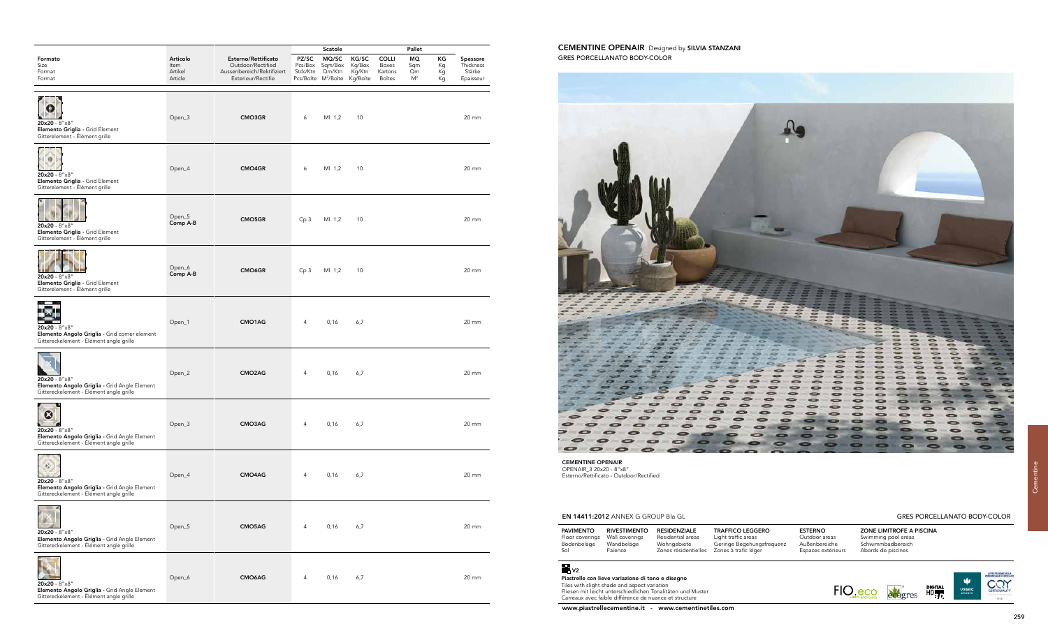| Formato Size Format Format | Articolo Item Artikel Article | Esterno/Rettificato Outdoor/Rectified Aussenbereich/Rektifiziert Exterieur/Rectifie | Scatole PZ/SC Pcs/Box Stck/Ktn Pcs/Boîte | MQ/SC Sqm/Box Qm/Ktn M²/Boîte | KG/SC Kg/Box Kg/Ktn Kg/Boîte | Pallet COLLI Boxes Kartons Boîtes | MQ Sqm Qm M² | KG Kg Kg Kg | Spessore Thickness Stärke Epaisseur |
|---|---|---|---|---|---|---|---|---|---|
| 20x20 - 8"x8" **Elemento Griglia** - Grid Element Gitterelement - Élément grille | Open_3 | CMO3GR | 6 | Ml. 1,2 | 10 | | | | 20 mm |
| 20x20 - 8"x8" **Elemento Griglia** - Grid Element Gitterelement - Élément grille | Open_4 | CMO4GR | 6 | Ml. 1,2 | 10 | | | | 20 mm |
| 20x20 - 8"x8" **Elemento Griglia** - Grid Element Gitterelement - Élément grille | Open_5 Comp A-B | CMO5GR | Cp 3 | Ml. 1,2 | 10 | | | | 20 mm |
| 20x20 - 8"x8" **Elemento Griglia** - Grid Element Gitterelement - Élément grille | Open_6 Comp A-B | CMO6GR | Cp 3 | Ml. 1,2 | 10 | | | | 20 mm |
| 20x20 - 8"x8" **Elemento Angolo Griglia** - Grid corner element Gittereckelement - Élément angle grille | Open_1 | CMO1AG | 4 | 0,16 | 6,7 | | | | 20 mm |
| 20x20 - 8"x8" **Elemento Angolo Griglia** - Grid Angle Element Gittereckelement - Élément angle grille | Open_2 | CMO2AG | 4 | 0,16 | 6,7 | | | | 20 mm |
| 20x20 - 8"x8" **Elemento Angolo Griglia** - Grid Angle Element Gittereckelement - Élément angle grille | Open_3 | CMO3AG | 4 | 0,16 | 6,7 | | | | 20 mm |
| 20x20 - 8"x8" **Elemento Angolo Griglia** - Grid Angle Element Gittereckelement - Élément angle grille | Open_4 | CMO4AG | 4 | 0,16 | 6,7 | | | | 20 mm |
| 20x20 - 8"x8" **Elemento Angolo Griglia** - Grid Angle Element Gittereckelement - Élément angle grille | Open_5 | CMO5AG | 4 | 0,16 | 6,7 | | | | 20 mm |
| 20x20 - 8"x8" **Elemento Angolo Griglia** - Grid Angle Element Gittereckelement - Élément angle grille | Open_6 | CMO6AG | 4 | 0,16 | 6,7 | | | | 20 mm |

## CEMENTINE OPENAIR Designed by SILVIA STANZANI

GRES PORCELLANATO BODY-COLOR

CEMENTINE OPENAIR
OPENAIR_3 20x20 - 8"x8"
Esterno/Rettificato - Outdoor/Rectified

**EN 14411:2012** ANNEX G GROUP BIa GL — GRES PORCELLANATO BODY-COLOR

| PAVIMENTO | RIVESTIMENTO | RESIDENZIALE | TRAFFICO LEGGERO | ESTERNO | ZONE LIMITROFE A PISCINA |
|---|---|---|---|---|---|
| Floor coverings | Wall coverings | Residential areas | Light traffic areas | Outdoor areas | Swimming pool areas |
| Bodenbeläge | Wandbeläge | Wohngebiete | Geringe Begehungsfrequenz | Außenbereiche | Schwimmbadbereich |
| Sol | Faience | Zones résidentielles | Zones à trafic léger | Espaces extérieurs | Abords de piscines |

V2

**Piastrelle con lieve variazione di tono e disegno**
Tiles with slight shade and aspect variation
Fliesen mit leicht unterschiedlichen Tonalitäten und Muster
Carreaux avec faible différence de nuance et structure

www.piastrellecementine.it - www.cementinetiles.com